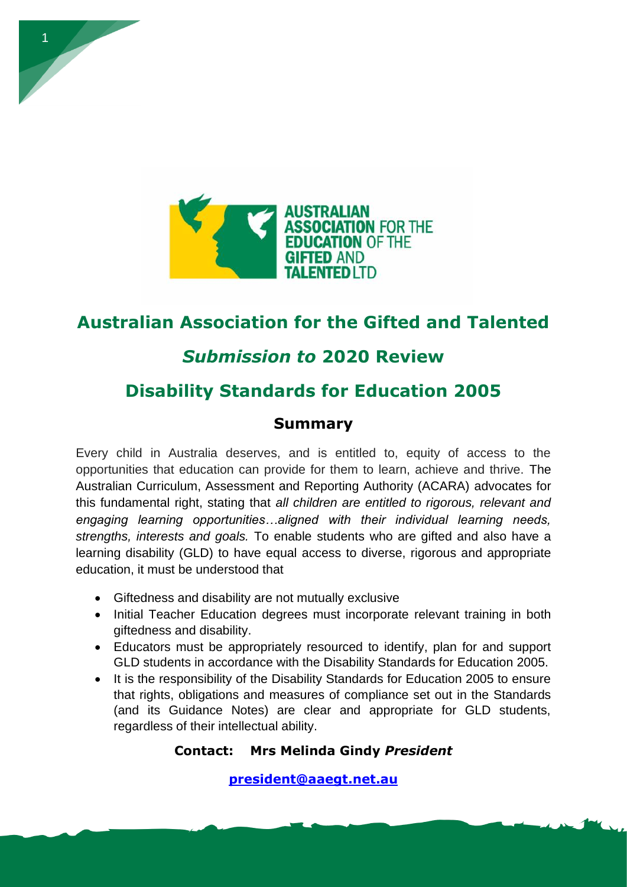# Australian Association for the Gifted and Talented

## *Submission to* 2020 Review

## Disability Standards for Education 2005

### Summary

Every child in Australia deserves, and is entitled to, equity of access to the opportunities that education can provide for them to learn, achieve and thrive. The Australian Curriculum, Assessment and Reporting Authority (ACARA) advocates for this fundamental right, stating that *all children are entitled to rigorous, relevant and engaging learning opportunities…aligned with their individual learning needs, strengths, interests and goals.* To enable students who are gifted and also have a learning disability (GLD) to have equal access to diverse, rigorous and appropriate education, it must be understood that

- Giftedness and disability are not mutually exclusive
- Initial Teacher Education degrees must incorporate relevant training in both giftedness and disability.
- Educators must be appropriately resourced to identify, plan for and support GLD students in accordance with the Disability Standards for Education 2005.
- It is the responsibility of the Disability Standards for Education 2005 to ensure that rights, obligations and measures of compliance set out in the Standards (and its Guidance Notes) are clear and appropriate for GLD students, regardless of their intellectual ability.

**Contact: Mrs Melinda Gindy *President***

**president@aaegt.net.au**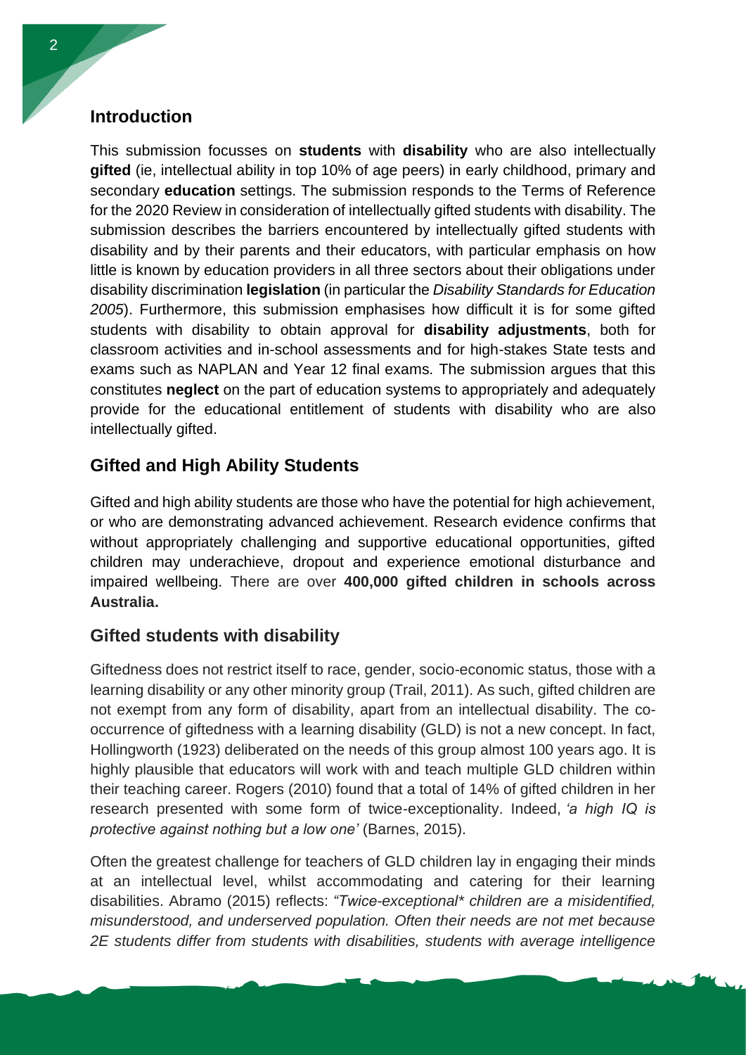## Introduction

This submission focusses on **students** with **disability** who are also intellectually **gifted** (ie, intellectual ability in top 10% of age peers) in early childhood, primary and secondary **education** settings. The submission responds to the Terms of Reference for the 2020 Review in consideration of intellectually gifted students with disability. The submission describes the barriers encountered by intellectually gifted students with disability and by their parents and their educators, with particular emphasis on how little is known by education providers in all three sectors about their obligations under disability discrimination **legislation** (in particular the *Disability Standards for Education 2005*). Furthermore, this submission emphasises how difficult it is for some gifted students with disability to obtain approval for **disability adjustments**, both for classroom activities and in-school assessments and for high-stakes State tests and exams such as NAPLAN and Year 12 final exams. The submission argues that this constitutes **neglect** on the part of education systems to appropriately and adequately provide for the educational entitlement of students with disability who are also intellectually gifted.

## Gifted and High Ability Students

Gifted and high ability students are those who have the potential for high achievement, or who are demonstrating advanced achievement. Research evidence confirms that without appropriately challenging and supportive educational opportunities, gifted children may underachieve, dropout and experience emotional disturbance and impaired wellbeing. There are over **400,000 gifted children in schools across Australia.**

## Gifted students with disability

Giftedness does not restrict itself to race, gender, socio-economic status, those with a learning disability or any other minority group (Trail, 2011). As such, gifted children are not exempt from any form of disability, apart from an intellectual disability. The co-occurrence of giftedness with a learning disability (GLD) is not a new concept. In fact, Hollingworth (1923) deliberated on the needs of this group almost 100 years ago. It is highly plausible that educators will work with and teach multiple GLD children within their teaching career. Rogers (2010) found that a total of 14% of gifted children in her research presented with some form of twice-exceptionality. Indeed, *'a high IQ is protective against nothing but a low one'* (Barnes, 2015).

Often the greatest challenge for teachers of GLD children lay in engaging their minds at an intellectual level, whilst accommodating and catering for their learning disabilities. Abramo (2015) reflects: *"Twice-exceptional* children are a misidentified, misunderstood, and underserved population. Often their needs are not met because 2E students differ from students with disabilities, students with average intelligence*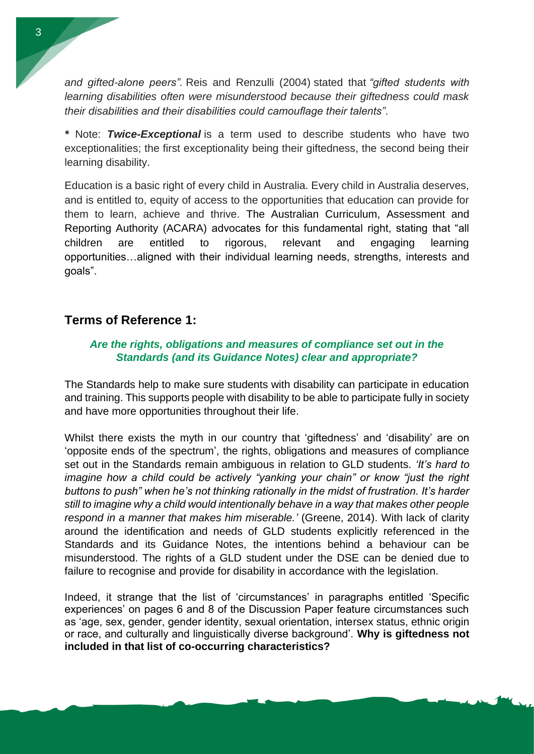*and gifted-alone peers".* Reis and Renzulli (2004) stated that *"gifted students with learning disabilities often were misunderstood because their giftedness could mask their disabilities and their disabilities could camouflage their talents"*.

**\*** Note: ***Twice-Exceptional*** is a term used to describe students who have two exceptionalities; the first exceptionality being their giftedness, the second being their learning disability.

Education is a basic right of every child in Australia. Every child in Australia deserves, and is entitled to, equity of access to the opportunities that education can provide for them to learn, achieve and thrive. The Australian Curriculum, Assessment and Reporting Authority (ACARA) advocates for this fundamental right, stating that "all children are entitled to rigorous, relevant and engaging learning opportunities…aligned with their individual learning needs, strengths, interests and goals".

## Terms of Reference 1:

***Are the rights, obligations and measures of compliance set out in the Standards (and its Guidance Notes) clear and appropriate?***

The Standards help to make sure students with disability can participate in education and training. This supports people with disability to be able to participate fully in society and have more opportunities throughout their life.

Whilst there exists the myth in our country that 'giftedness' and 'disability' are on 'opposite ends of the spectrum', the rights, obligations and measures of compliance set out in the Standards remain ambiguous in relation to GLD students. *'It's hard to imagine how a child could be actively "yanking your chain" or know "just the right buttons to push" when he's not thinking rationally in the midst of frustration. It's harder still to imagine why a child would intentionally behave in a way that makes other people respond in a manner that makes him miserable.'* (Greene, 2014). With lack of clarity around the identification and needs of GLD students explicitly referenced in the Standards and its Guidance Notes, the intentions behind a behaviour can be misunderstood. The rights of a GLD student under the DSE can be denied due to failure to recognise and provide for disability in accordance with the legislation.

Indeed, it strange that the list of 'circumstances' in paragraphs entitled 'Specific experiences' on pages 6 and 8 of the Discussion Paper feature circumstances such as 'age, sex, gender, gender identity, sexual orientation, intersex status, ethnic origin or race, and culturally and linguistically diverse background'. **Why is giftedness not included in that list of co-occurring characteristics?**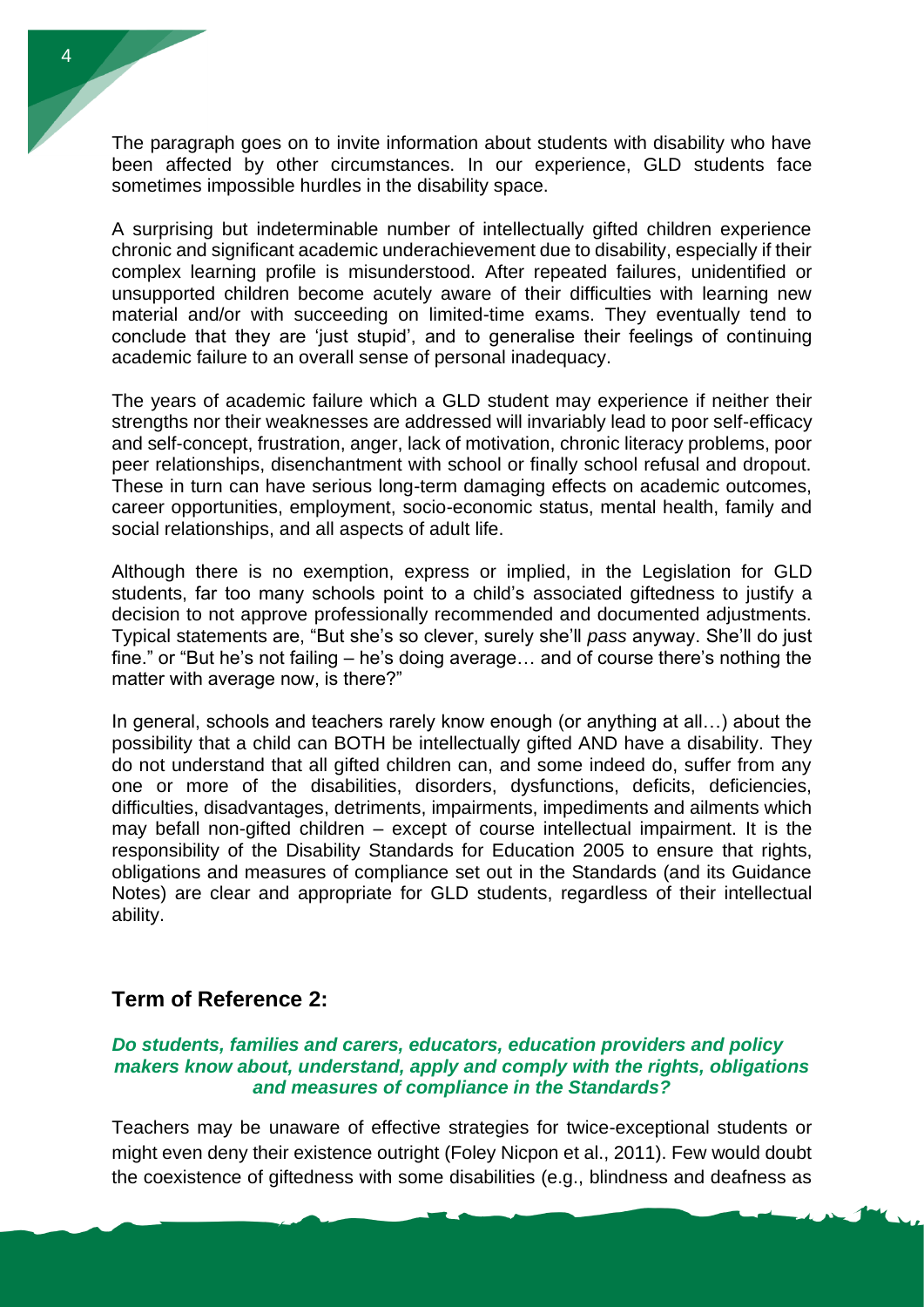The paragraph goes on to invite information about students with disability who have been affected by other circumstances. In our experience, GLD students face sometimes impossible hurdles in the disability space.

A surprising but indeterminable number of intellectually gifted children experience chronic and significant academic underachievement due to disability, especially if their complex learning profile is misunderstood. After repeated failures, unidentified or unsupported children become acutely aware of their difficulties with learning new material and/or with succeeding on limited-time exams. They eventually tend to conclude that they are 'just stupid', and to generalise their feelings of continuing academic failure to an overall sense of personal inadequacy.

The years of academic failure which a GLD student may experience if neither their strengths nor their weaknesses are addressed will invariably lead to poor self-efficacy and self-concept, frustration, anger, lack of motivation, chronic literacy problems, poor peer relationships, disenchantment with school or finally school refusal and dropout. These in turn can have serious long-term damaging effects on academic outcomes, career opportunities, employment, socio-economic status, mental health, family and social relationships, and all aspects of adult life.

Although there is no exemption, express or implied, in the Legislation for GLD students, far too many schools point to a child's associated giftedness to justify a decision to not approve professionally recommended and documented adjustments. Typical statements are, "But she's so clever, surely she'll *pass* anyway. She'll do just fine." or "But he's not failing – he's doing average… and of course there's nothing the matter with average now, is there?"

In general, schools and teachers rarely know enough (or anything at all…) about the possibility that a child can BOTH be intellectually gifted AND have a disability. They do not understand that all gifted children can, and some indeed do, suffer from any one or more of the disabilities, disorders, dysfunctions, deficits, deficiencies, difficulties, disadvantages, detriments, impairments, impediments and ailments which may befall non-gifted children – except of course intellectual impairment. It is the responsibility of the Disability Standards for Education 2005 to ensure that rights, obligations and measures of compliance set out in the Standards (and its Guidance Notes) are clear and appropriate for GLD students, regardless of their intellectual ability.

## Term of Reference 2:

***Do students, families and carers, educators, education providers and policy makers know about, understand, apply and comply with the rights, obligations and measures of compliance in the Standards?***

Teachers may be unaware of effective strategies for twice-exceptional students or might even deny their existence outright (Foley Nicpon et al., 2011). Few would doubt the coexistence of giftedness with some disabilities (e.g., blindness and deafness as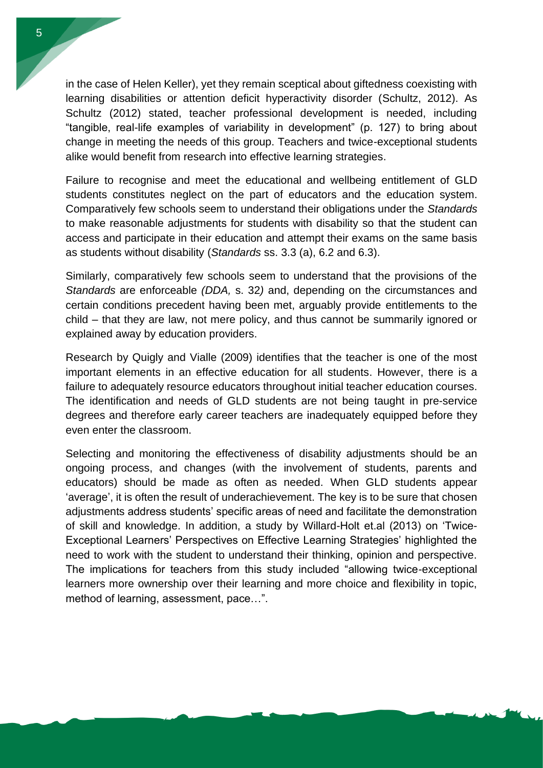in the case of Helen Keller), yet they remain sceptical about giftedness coexisting with learning disabilities or attention deficit hyperactivity disorder (Schultz, 2012). As Schultz (2012) stated, teacher professional development is needed, including "tangible, real-life examples of variability in development" (p. 127) to bring about change in meeting the needs of this group. Teachers and twice-exceptional students alike would benefit from research into effective learning strategies.

Failure to recognise and meet the educational and wellbeing entitlement of GLD students constitutes neglect on the part of educators and the education system. Comparatively few schools seem to understand their obligations under the *Standards* to make reasonable adjustments for students with disability so that the student can access and participate in their education and attempt their exams on the same basis as students without disability (*Standards* ss. 3.3 (a), 6.2 and 6.3).

Similarly, comparatively few schools seem to understand that the provisions of the *Standards* are enforceable *(DDA,* s. 32*)* and, depending on the circumstances and certain conditions precedent having been met, arguably provide entitlements to the child – that they are law, not mere policy, and thus cannot be summarily ignored or explained away by education providers.

Research by Quigly and Vialle (2009) identifies that the teacher is one of the most important elements in an effective education for all students. However, there is a failure to adequately resource educators throughout initial teacher education courses. The identification and needs of GLD students are not being taught in pre-service degrees and therefore early career teachers are inadequately equipped before they even enter the classroom.

Selecting and monitoring the effectiveness of disability adjustments should be an ongoing process, and changes (with the involvement of students, parents and educators) should be made as often as needed. When GLD students appear 'average', it is often the result of underachievement. The key is to be sure that chosen adjustments address students' specific areas of need and facilitate the demonstration of skill and knowledge. In addition, a study by Willard-Holt et.al (2013) on 'Twice-Exceptional Learners' Perspectives on Effective Learning Strategies' highlighted the need to work with the student to understand their thinking, opinion and perspective. The implications for teachers from this study included "allowing twice-exceptional learners more ownership over their learning and more choice and flexibility in topic, method of learning, assessment, pace…".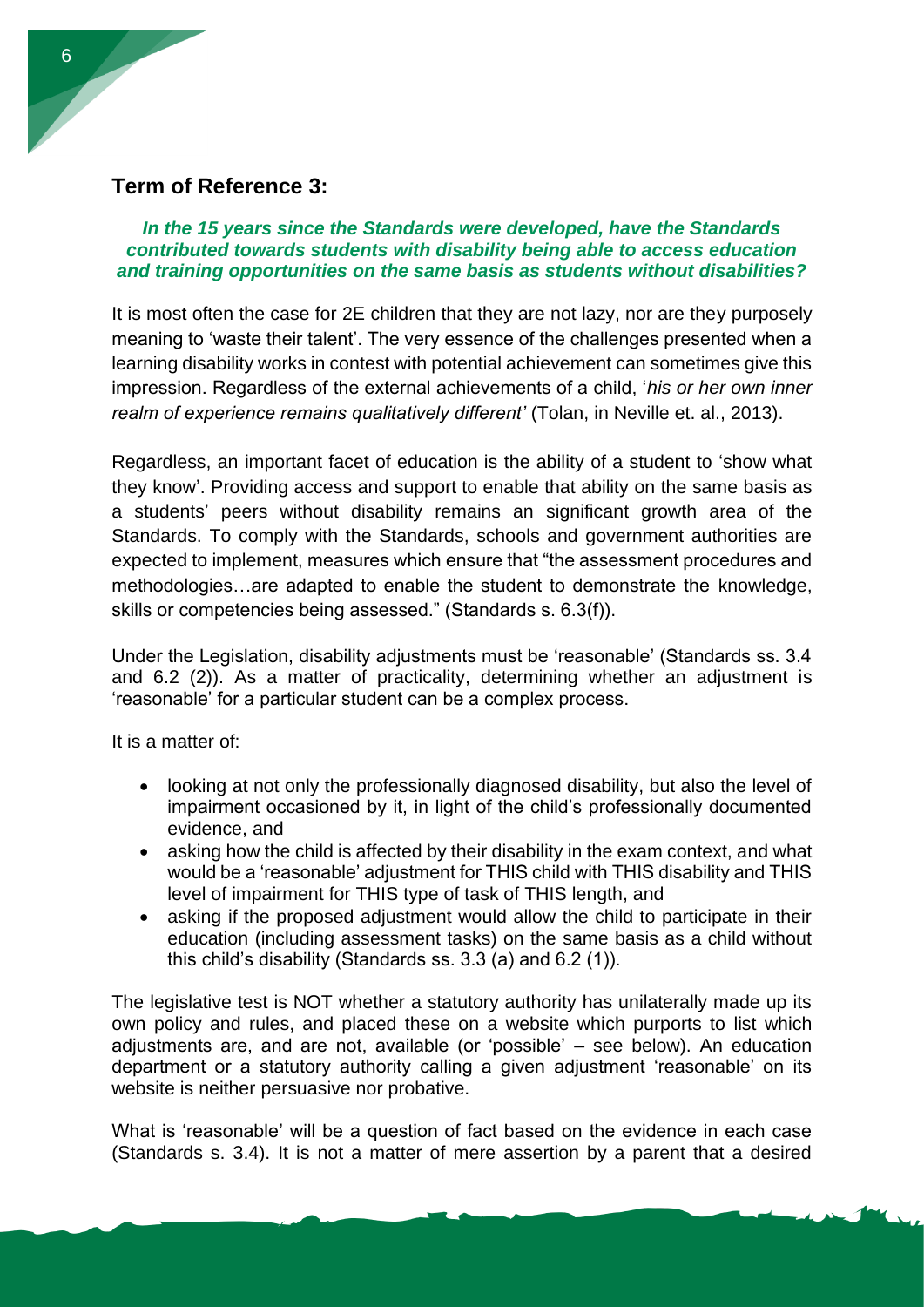## Term of Reference 3:

***In the 15 years since the Standards were developed, have the Standards contributed towards students with disability being able to access education and training opportunities on the same basis as students without disabilities?***

It is most often the case for 2E children that they are not lazy, nor are they purposely meaning to 'waste their talent'. The very essence of the challenges presented when a learning disability works in contest with potential achievement can sometimes give this impression. Regardless of the external achievements of a child, '*his or her own inner realm of experience remains qualitatively different'* (Tolan, in Neville et. al., 2013).

Regardless, an important facet of education is the ability of a student to 'show what they know'. Providing access and support to enable that ability on the same basis as a students' peers without disability remains an significant growth area of the Standards. To comply with the Standards, schools and government authorities are expected to implement, measures which ensure that "the assessment procedures and methodologies…are adapted to enable the student to demonstrate the knowledge, skills or competencies being assessed." (Standards s. 6.3(f)).

Under the Legislation, disability adjustments must be 'reasonable' (Standards ss. 3.4 and 6.2 (2)). As a matter of practicality, determining whether an adjustment is 'reasonable' for a particular student can be a complex process.

It is a matter of:

- looking at not only the professionally diagnosed disability, but also the level of impairment occasioned by it, in light of the child's professionally documented evidence, and
- asking how the child is affected by their disability in the exam context, and what would be a 'reasonable' adjustment for THIS child with THIS disability and THIS level of impairment for THIS type of task of THIS length, and
- asking if the proposed adjustment would allow the child to participate in their education (including assessment tasks) on the same basis as a child without this child's disability (Standards ss. 3.3 (a) and 6.2 (1)).

The legislative test is NOT whether a statutory authority has unilaterally made up its own policy and rules, and placed these on a website which purports to list which adjustments are, and are not, available (or 'possible' – see below). An education department or a statutory authority calling a given adjustment 'reasonable' on its website is neither persuasive nor probative.

What is 'reasonable' will be a question of fact based on the evidence in each case (Standards s. 3.4). It is not a matter of mere assertion by a parent that a desired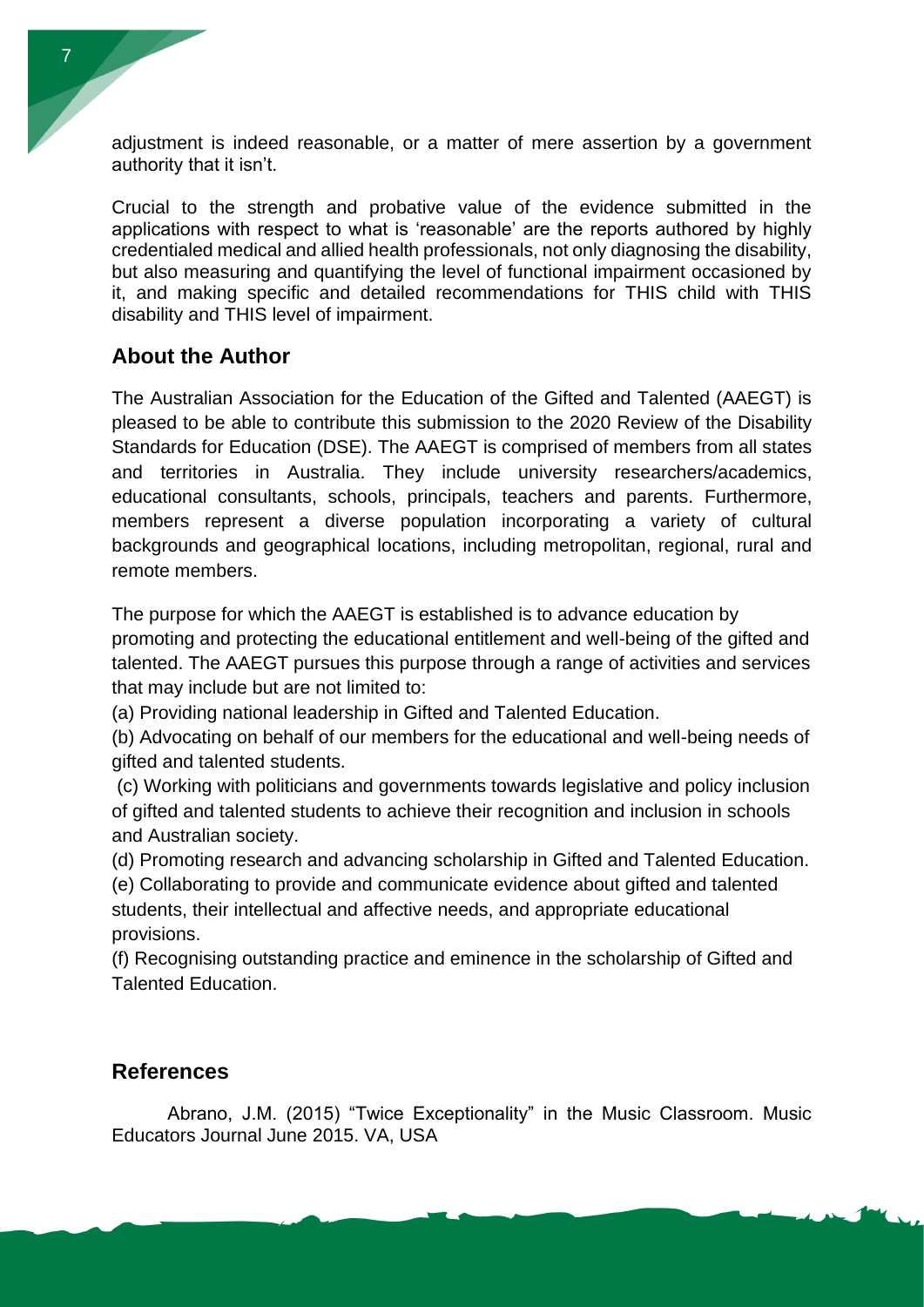adjustment is indeed reasonable, or a matter of mere assertion by a government authority that it isn't.

Crucial to the strength and probative value of the evidence submitted in the applications with respect to what is 'reasonable' are the reports authored by highly credentialed medical and allied health professionals, not only diagnosing the disability, but also measuring and quantifying the level of functional impairment occasioned by it, and making specific and detailed recommendations for THIS child with THIS disability and THIS level of impairment.

## About the Author

The Australian Association for the Education of the Gifted and Talented (AAEGT) is pleased to be able to contribute this submission to the 2020 Review of the Disability Standards for Education (DSE). The AAEGT is comprised of members from all states and territories in Australia. They include university researchers/academics, educational consultants, schools, principals, teachers and parents. Furthermore, members represent a diverse population incorporating a variety of cultural backgrounds and geographical locations, including metropolitan, regional, rural and remote members.

The purpose for which the AAEGT is established is to advance education by promoting and protecting the educational entitlement and well-being of the gifted and talented. The AAEGT pursues this purpose through a range of activities and services that may include but are not limited to:

(a) Providing national leadership in Gifted and Talented Education.

(b) Advocating on behalf of our members for the educational and well-being needs of gifted and talented students.

(c) Working with politicians and governments towards legislative and policy inclusion of gifted and talented students to achieve their recognition and inclusion in schools and Australian society.

(d) Promoting research and advancing scholarship in Gifted and Talented Education.

(e) Collaborating to provide and communicate evidence about gifted and talented students, their intellectual and affective needs, and appropriate educational provisions.

(f) Recognising outstanding practice and eminence in the scholarship of Gifted and Talented Education.

## References

Abrano, J.M. (2015) "Twice Exceptionality" in the Music Classroom. Music Educators Journal June 2015. VA, USA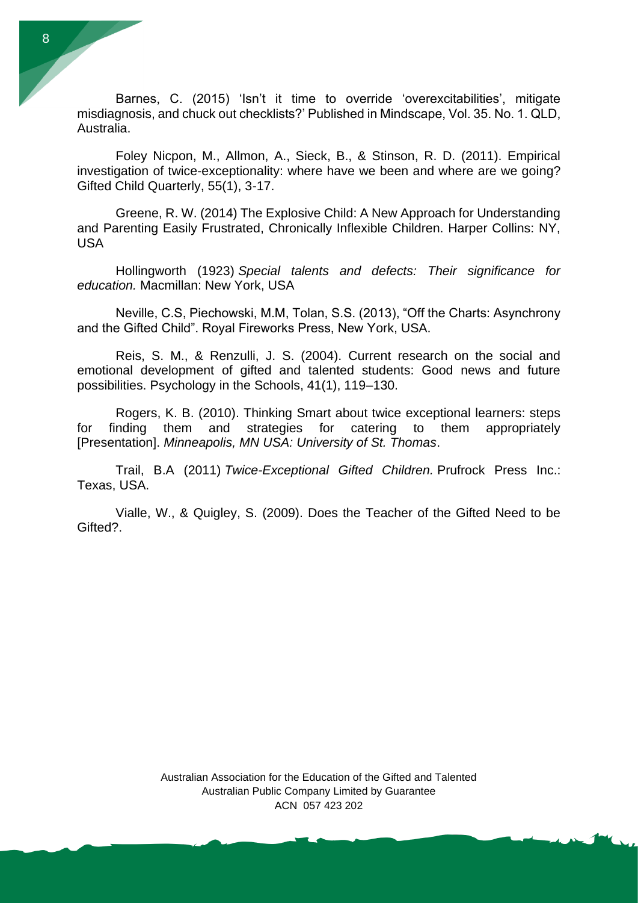Barnes, C. (2015) 'Isn't it time to override 'overexcitabilities', mitigate misdiagnosis, and chuck out checklists?' Published in Mindscape, Vol. 35. No. 1. QLD, Australia.

Foley Nicpon, M., Allmon, A., Sieck, B., & Stinson, R. D. (2011). Empirical investigation of twice-exceptionality: where have we been and where are we going? Gifted Child Quarterly, 55(1), 3-17.

Greene, R. W. (2014) The Explosive Child: A New Approach for Understanding and Parenting Easily Frustrated, Chronically Inflexible Children. Harper Collins: NY, USA

Hollingworth (1923) *Special talents and defects: Their significance for education.* Macmillan: New York, USA

Neville, C.S, Piechowski, M.M, Tolan, S.S. (2013), "Off the Charts: Asynchrony and the Gifted Child". Royal Fireworks Press, New York, USA.

Reis, S. M., & Renzulli, J. S. (2004). Current research on the social and emotional development of gifted and talented students: Good news and future possibilities. Psychology in the Schools, 41(1), 119–130.

Rogers, K. B. (2010). Thinking Smart about twice exceptional learners: steps for finding them and strategies for catering to them appropriately [Presentation]. *Minneapolis, MN USA: University of St. Thomas*.

Trail, B.A (2011) *Twice-Exceptional Gifted Children.* Prufrock Press Inc.: Texas, USA.

Vialle, W., & Quigley, S. (2009). Does the Teacher of the Gifted Need to be Gifted?.

Australian Association for the Education of the Gifted and Talented
Australian Public Company Limited by Guarantee
ACN 057 423 202